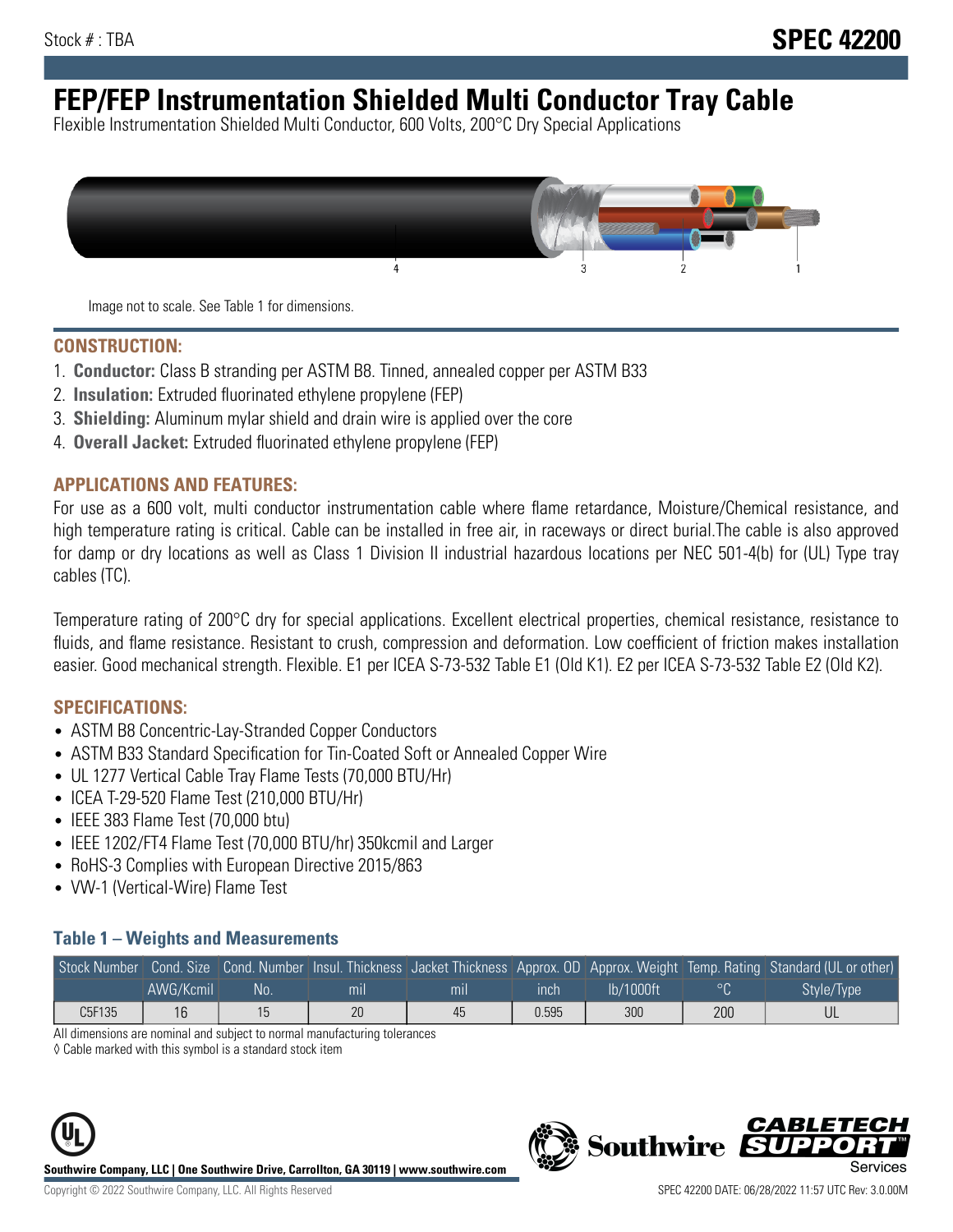Stock # : TBA

# SPEC 42200

# FEP/FEP Instrumentation Shielded Multi Conductor Tray Cable

Flexible Instrumentation Shielded Multi Conductor, 600 Volts, 200°C Dry Special Applications

Image not to scale. See Table 1 for dimensions.

## CONSTRUCTION:

1. **Conductor:** Class B stranding per ASTM B8. Tinned, annealed copper per ASTM B33
2. **Insulation:** Extruded fluorinated ethylene propylene (FEP)
3. **Shielding:** Aluminum mylar shield and drain wire is applied over the core
4. **Overall Jacket:** Extruded fluorinated ethylene propylene (FEP)

## APPLICATIONS AND FEATURES:

For use as a 600 volt, multi conductor instrumentation cable where flame retardance, Moisture/Chemical resistance, and high temperature rating is critical. Cable can be installed in free air, in raceways or direct burial.The cable is also approved for damp or dry locations as well as Class 1 Division II industrial hazardous locations per NEC 501-4(b) for (UL) Type tray cables (TC).

Temperature rating of 200°C dry for special applications. Excellent electrical properties, chemical resistance, resistance to fluids, and flame resistance. Resistant to crush, compression and deformation. Low coefficient of friction makes installation easier. Good mechanical strength. Flexible. E1 per ICEA S-73-532 Table E1 (Old K1). E2 per ICEA S-73-532 Table E2 (Old K2).

## SPECIFICATIONS:

- ASTM B8 Concentric-Lay-Stranded Copper Conductors
- ASTM B33 Standard Specification for Tin-Coated Soft or Annealed Copper Wire
- UL 1277 Vertical Cable Tray Flame Tests (70,000 BTU/Hr)
- ICEA T-29-520 Flame Test (210,000 BTU/Hr)
- IEEE 383 Flame Test (70,000 btu)
- IEEE 1202/FT4 Flame Test (70,000 BTU/hr) 350kcmil and Larger
- RoHS-3 Complies with European Directive 2015/863
- VW-1 (Vertical-Wire) Flame Test

### Table 1 – Weights and Measurements

| Stock Number | Cond. Size | Cond. Number | Insul. Thickness | Jacket Thickness | Approx. OD | Approx. Weight | Temp. Rating | Standard (UL or other) |
|---|---|---|---|---|---|---|---|---|
| | AWG/Kcmil | No. | mil | mil | inch | lb/1000ft | °C | Style/Type |
| C5F135 | 16 | 15 | 20 | 45 | 0.595 | 300 | 200 | UL |

All dimensions are nominal and subject to normal manufacturing tolerances

◊ Cable marked with this symbol is a standard stock item

**Southwire Company, LLC | One Southwire Drive, Carrollton, GA 30119 | www.southwire.com**

Copyright © 2022 Southwire Company, LLC. All Rights Reserved

SPEC 42200 DATE: 06/28/2022 11:57 UTC Rev: 3.0.00M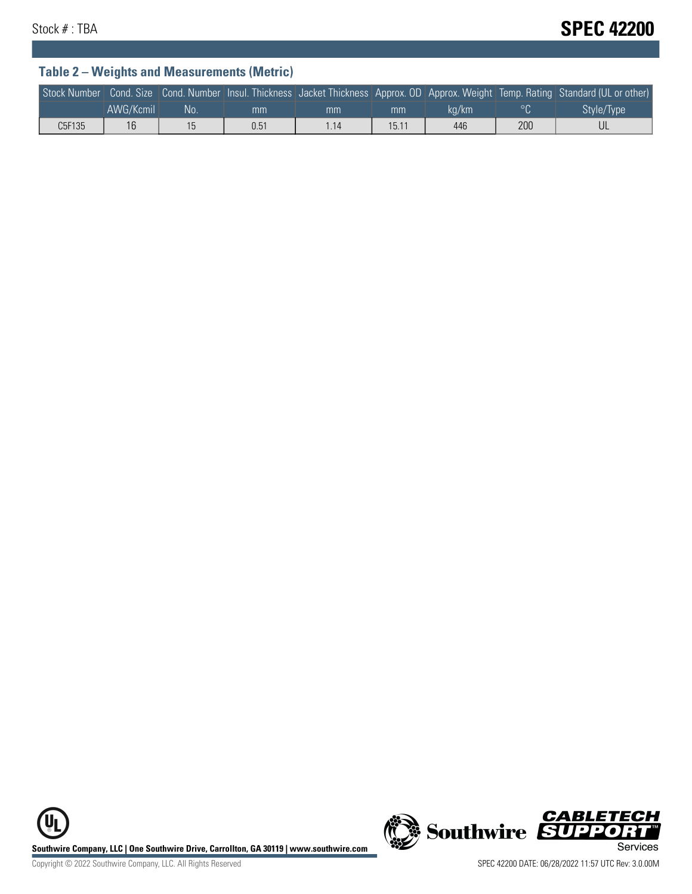### Table 2 – Weights and Measurements (Metric)

| Stock Number | Cond. Size | Cond. Number | Insul. Thickness | Jacket Thickness | Approx. OD | Approx. Weight | Temp. Rating | Standard (UL or other) |
|---|---|---|---|---|---|---|---|---|
| | AWG/Kcmil | No. | mm | mm | mm | kg/km | °C | Style/Type |
| C5F135 | 16 | 15 | 0.51 | 1.14 | 15.11 | 446 | 200 | UL |